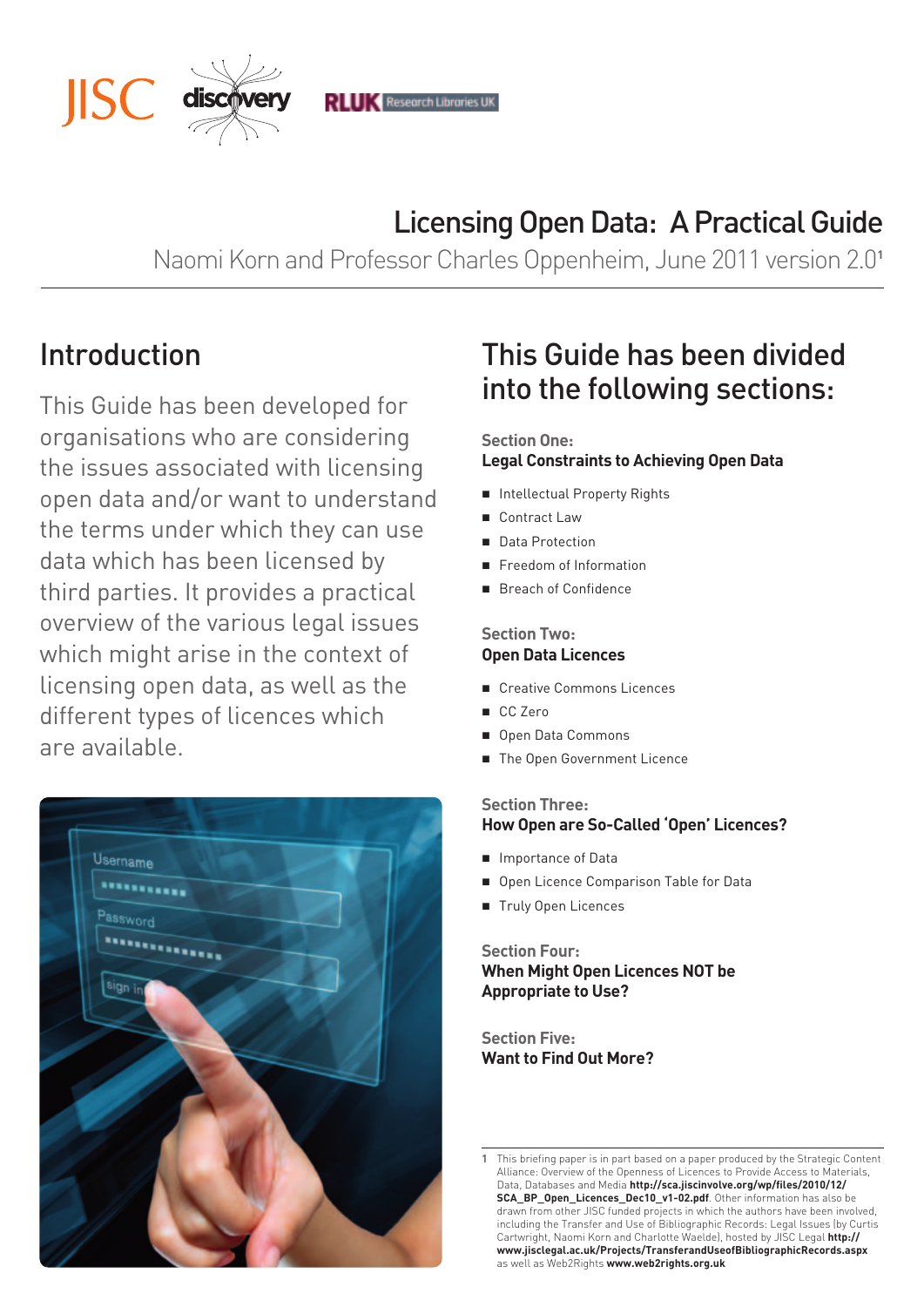# Licensing Open Data: A Practical Guide

Naomi Korn and Professor Charles Oppenheim, June 2011 version 2.0[1]

## Introduction

This Guide has been developed for organisations who are considering the issues associated with licensing open data and/or want to understand the terms under which they can use data which has been licensed by third parties. It provides a practical overview of the various legal issues which might arise in the context of licensing open data, as well as the different types of licences which are available.

## This Guide has been divided into the following sections:

**Section One:**
**Legal Constraints to Achieving Open Data**

- Intellectual Property Rights
- Contract Law
- Data Protection
- Freedom of Information
- Breach of Confidence

**Section Two:**
**Open Data Licences**

- Creative Commons Licences
- CC Zero
- Open Data Commons
- The Open Government Licence

**Section Three:**
**How Open are So-Called 'Open' Licences?**

- Importance of Data
- Open Licence Comparison Table for Data
- Truly Open Licences

**Section Four:**
**When Might Open Licences NOT be Appropriate to Use?**

**Section Five:**
**Want to Find Out More?**

---

1 This briefing paper is in part based on a paper produced by the Strategic Content Alliance: Overview of the Openness of Licences to Provide Access to Materials, Data, Databases and Media **http://sca.jiscinvolve.org/wp/files/2010/12/SCA_BP_Open_Licences_Dec10_v1-02.pdf**. Other information has also be drawn from other JISC funded projects in which the authors have been involved, including the Transfer and Use of Bibliographic Records: Legal Issues (by Curtis Cartwright, Naomi Korn and Charlotte Waelde), hosted by JISC Legal **http://www.jisclegal.ac.uk/Projects/TransferandUseofBibliographicRecords.aspx** as well as Web2Rights **www.web2rights.org.uk**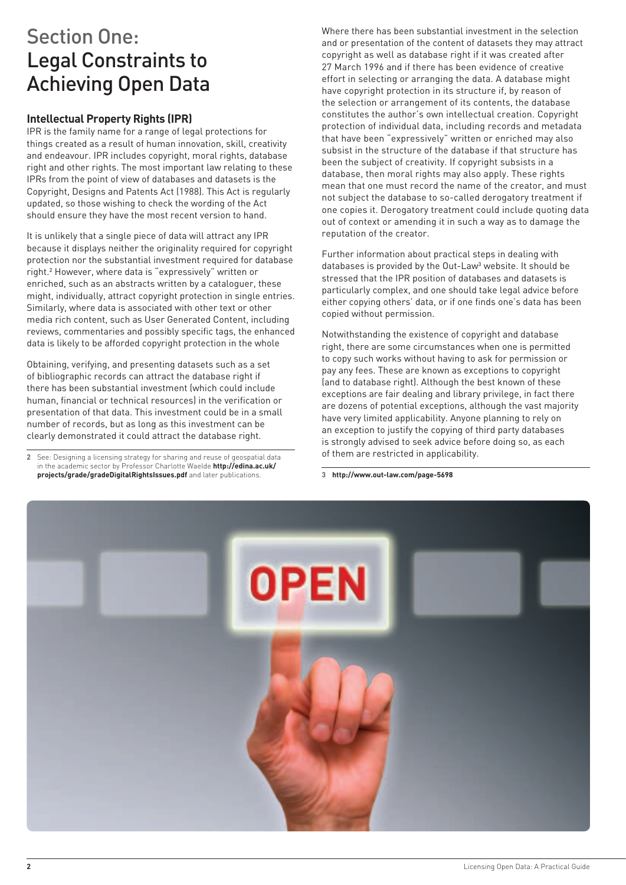# Section One: Legal Constraints to Achieving Open Data

### Intellectual Property Rights (IPR)

IPR is the family name for a range of legal protections for things created as a result of human innovation, skill, creativity and endeavour. IPR includes copyright, moral rights, database right and other rights. The most important law relating to these IPRs from the point of view of databases and datasets is the Copyright, Designs and Patents Act (1988). This Act is regularly updated, so those wishing to check the wording of the Act should ensure they have the most recent version to hand.

It is unlikely that a single piece of data will attract any IPR because it displays neither the originality required for copyright protection nor the substantial investment required for database right.[2] However, where data is "expressively" written or enriched, such as an abstracts written by a cataloguer, these might, individually, attract copyright protection in single entries. Similarly, where data is associated with other text or other media rich content, such as User Generated Content, including reviews, commentaries and possibly specific tags, the enhanced data is likely to be afforded copyright protection in the whole

Obtaining, verifying, and presenting datasets such as a set of bibliographic records can attract the database right if there has been substantial investment (which could include human, financial or technical resources) in the verification or presentation of that data. This investment could be in a small number of records, but as long as this investment can be clearly demonstrated it could attract the database right.

2 See: Designing a licensing strategy for sharing and reuse of geospatial data in the academic sector by Professor Charlotte Waelde **http://edina.ac.uk/projects/grade/gradeDigitalRightsIssues.pdf** and later publications.

Where there has been substantial investment in the selection and or presentation of the content of datasets they may attract copyright as well as database right if it was created after 27 March 1996 and if there has been evidence of creative effort in selecting or arranging the data. A database might have copyright protection in its structure if, by reason of the selection or arrangement of its contents, the database constitutes the author's own intellectual creation. Copyright protection of individual data, including records and metadata that have been "expressively" written or enriched may also subsist in the structure of the database if that structure has been the subject of creativity. If copyright subsists in a database, then moral rights may also apply. These rights mean that one must record the name of the creator, and must not subject the database to so-called derogatory treatment if one copies it. Derogatory treatment could include quoting data out of context or amending it in such a way as to damage the reputation of the creator.

Further information about practical steps in dealing with databases is provided by the Out-Law[3] website. It should be stressed that the IPR position of databases and datasets is particularly complex, and one should take legal advice before either copying others' data, or if one finds one's data has been copied without permission.

Notwithstanding the existence of copyright and database right, there are some circumstances when one is permitted to copy such works without having to ask for permission or pay any fees. These are known as exceptions to copyright (and to database right). Although the best known of these exceptions are fair dealing and library privilege, in fact there are dozens of potential exceptions, although the vast majority have very limited applicability. Anyone planning to rely on an exception to justify the copying of third party databases is strongly advised to seek advice before doing so, as each of them are restricted in applicability.

3 **http://www.out-law.com/page-5698**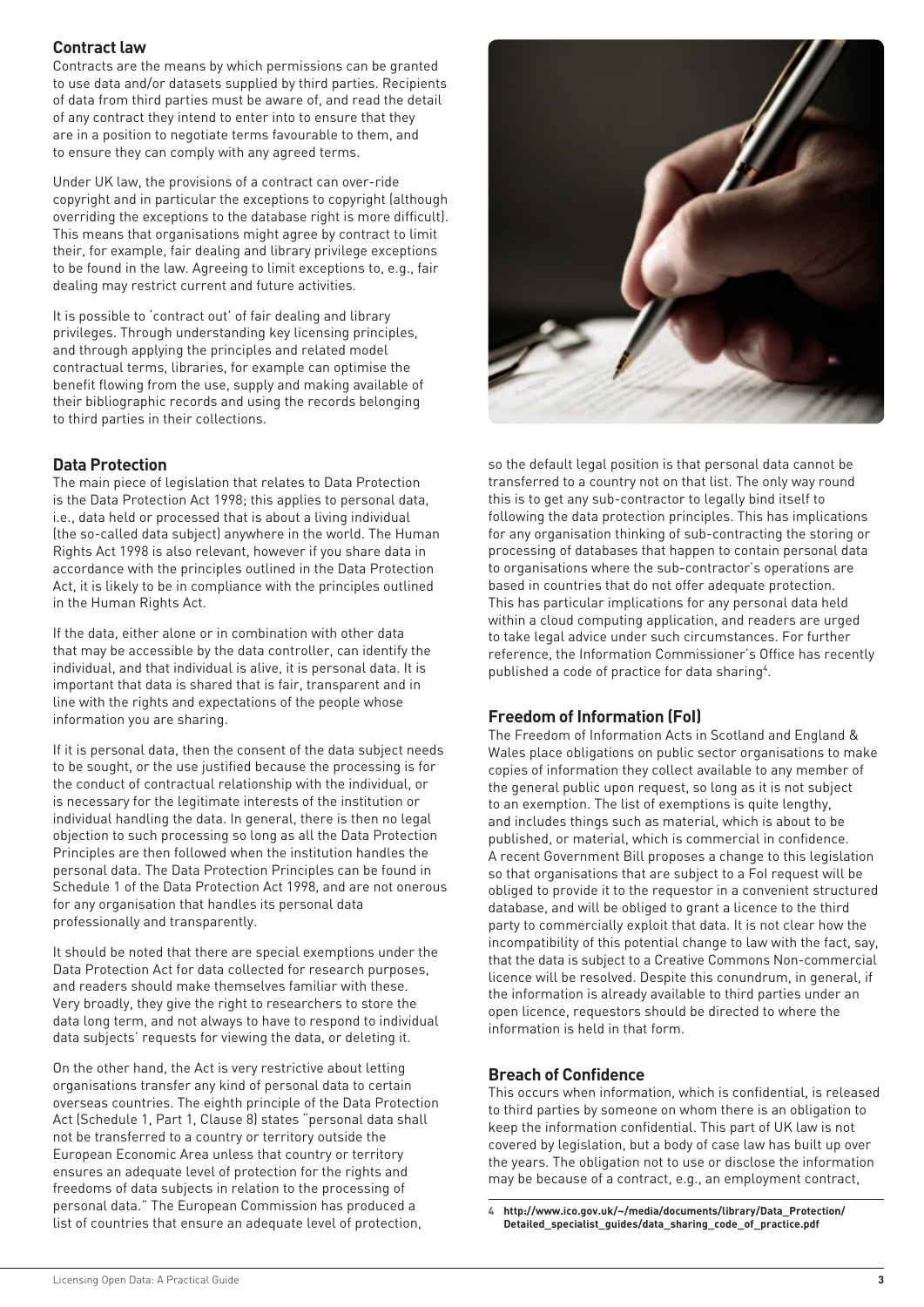## Contract law

Contracts are the means by which permissions can be granted to use data and/or datasets supplied by third parties. Recipients of data from third parties must be aware of, and read the detail of any contract they intend to enter into to ensure that they are in a position to negotiate terms favourable to them, and to ensure they can comply with any agreed terms.

Under UK law, the provisions of a contract can over-ride copyright and in particular the exceptions to copyright (although overriding the exceptions to the database right is more difficult). This means that organisations might agree by contract to limit their, for example, fair dealing and library privilege exceptions to be found in the law. Agreeing to limit exceptions to, e.g., fair dealing may restrict current and future activities.

It is possible to 'contract out' of fair dealing and library privileges. Through understanding key licensing principles, and through applying the principles and related model contractual terms, libraries, for example can optimise the benefit flowing from the use, supply and making available of their bibliographic records and using the records belonging to third parties in their collections.

## Data Protection

The main piece of legislation that relates to Data Protection is the Data Protection Act 1998; this applies to personal data, i.e., data held or processed that is about a living individual (the so-called data subject) anywhere in the world. The Human Rights Act 1998 is also relevant, however if you share data in accordance with the principles outlined in the Data Protection Act, it is likely to be in compliance with the principles outlined in the Human Rights Act.

If the data, either alone or in combination with other data that may be accessible by the data controller, can identify the individual, and that individual is alive, it is personal data. It is important that data is shared that is fair, transparent and in line with the rights and expectations of the people whose information you are sharing.

If it is personal data, then the consent of the data subject needs to be sought, or the use justified because the processing is for the conduct of contractual relationship with the individual, or is necessary for the legitimate interests of the institution or individual handling the data. In general, there is then no legal objection to such processing so long as all the Data Protection Principles are then followed when the institution handles the personal data. The Data Protection Principles can be found in Schedule 1 of the Data Protection Act 1998, and are not onerous for any organisation that handles its personal data professionally and transparently.

It should be noted that there are special exemptions under the Data Protection Act for data collected for research purposes, and readers should make themselves familiar with these. Very broadly, they give the right to researchers to store the data long term, and not always to have to respond to individual data subjects' requests for viewing the data, or deleting it.

On the other hand, the Act is very restrictive about letting organisations transfer any kind of personal data to certain overseas countries. The eighth principle of the Data Protection Act (Schedule 1, Part 1, Clause 8) states "personal data shall not be transferred to a country or territory outside the European Economic Area unless that country or territory ensures an adequate level of protection for the rights and freedoms of data subjects in relation to the processing of personal data." The European Commission has produced a list of countries that ensure an adequate level of protection, so the default legal position is that personal data cannot be transferred to a country not on that list. The only way round this is to get any sub-contractor to legally bind itself to following the data protection principles. This has implications for any organisation thinking of sub-contracting the storing or processing of databases that happen to contain personal data to organisations where the sub-contractor's operations are based in countries that do not offer adequate protection. This has particular implications for any personal data held within a cloud computing application, and readers are urged to take legal advice under such circumstances. For further reference, the Information Commissioner's Office has recently published a code of practice for data sharing[4].

## Freedom of Information (FoI)

The Freedom of Information Acts in Scotland and England & Wales place obligations on public sector organisations to make copies of information they collect available to any member of the general public upon request, so long as it is not subject to an exemption. The list of exemptions is quite lengthy, and includes things such as material, which is about to be published, or material, which is commercial in confidence. A recent Government Bill proposes a change to this legislation so that organisations that are subject to a FoI request will be obliged to provide it to the requestor in a convenient structured database, and will be obliged to grant a licence to the third party to commercially exploit that data. It is not clear how the incompatibility of this potential change to law with the fact, say, that the data is subject to a Creative Commons Non-commercial licence will be resolved. Despite this conundrum, in general, if the information is already available to third parties under an open licence, requestors should be directed to where the information is held in that form.

## Breach of Confidence

This occurs when information, which is confidential, is released to third parties by someone on whom there is an obligation to keep the information confidential. This part of UK law is not covered by legislation, but a body of case law has built up over the years. The obligation not to use or disclose the information may be because of a contract, e.g., an employment contract,

4 http://www.ico.gov.uk/~/media/documents/library/Data_Protection/Detailed_specialist_guides/data_sharing_code_of_practice.pdf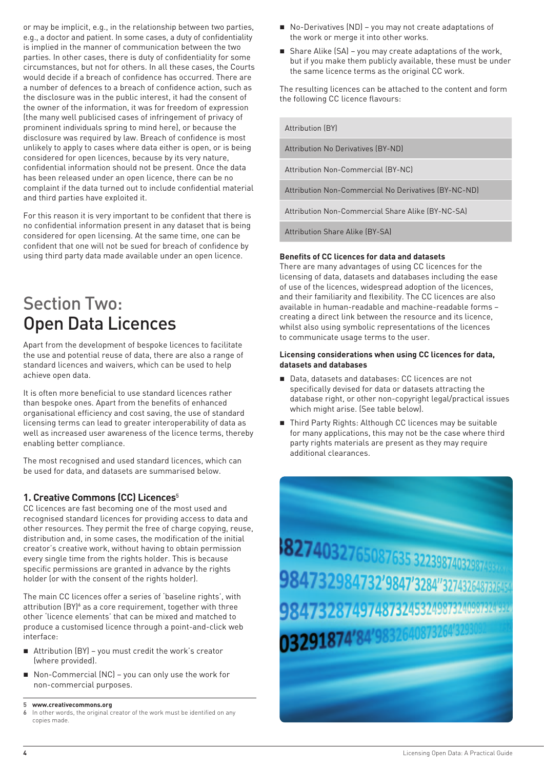or may be implicit, e.g., in the relationship between two parties, e.g., a doctor and patient. In some cases, a duty of confidentiality is implied in the manner of communication between the two parties. In other cases, there is duty of confidentiality for some circumstances, but not for others. In all these cases, the Courts would decide if a breach of confidence has occurred. There are a number of defences to a breach of confidence action, such as the disclosure was in the public interest, it had the consent of the owner of the information, it was for freedom of expression (the many well publicised cases of infringement of privacy of prominent individuals spring to mind here), or because the disclosure was required by law. Breach of confidence is most unlikely to apply to cases where data either is open, or is being considered for open licences, because by its very nature, confidential information should not be present. Once the data has been released under an open licence, there can be no complaint if the data turned out to include confidential material and third parties have exploited it.

For this reason it is very important to be confident that there is no confidential information present in any dataset that is being considered for open licensing. At the same time, one can be confident that one will not be sued for breach of confidence by using third party data made available under an open licence.

# Section Two: Open Data Licences

Apart from the development of bespoke licences to facilitate the use and potential reuse of data, there are also a range of standard licences and waivers, which can be used to help achieve open data.

It is often more beneficial to use standard licences rather than bespoke ones. Apart from the benefits of enhanced organisational efficiency and cost saving, the use of standard licensing terms can lead to greater interoperability of data as well as increased user awareness of the licence terms, thereby enabling better compliance.

The most recognised and used standard licences, which can be used for data, and datasets are summarised below.

## 1. Creative Commons (CC) Licences[5]

CC licences are fast becoming one of the most used and recognised standard licences for providing access to data and other resources. They permit the free of charge copying, reuse, distribution and, in some cases, the modification of the initial creator's creative work, without having to obtain permission every single time from the rights holder. This is because specific permissions are granted in advance by the rights holder (or with the consent of the rights holder).

The main CC licences offer a series of 'baseline rights', with attribution (BY)[6] as a core requirement, together with three other 'licence elements' that can be mixed and matched to produce a customised licence through a point-and-click web interface:

- Attribution (BY) – you must credit the work's creator (where provided).
- Non-Commercial (NC) – you can only use the work for non-commercial purposes.
- No-Derivatives (ND) – you may not create adaptations of the work or merge it into other works.
- Share Alike (SA) – you may create adaptations of the work, but if you make them publicly available, these must be under the same licence terms as the original CC work.

The resulting licences can be attached to the content and form the following CC licence flavours:

| |
|---|
| Attribution (BY) |
| Attribution No Derivatives (BY-ND) |
| Attribution Non-Commercial (BY-NC) |
| Attribution Non-Commercial No Derivatives (BY-NC-ND) |
| Attribution Non-Commercial Share Alike (BY-NC-SA) |
| Attribution Share Alike (BY-SA) |

**Benefits of CC licences for data and datasets**
There are many advantages of using CC licences for the licensing of data, datasets and databases including the ease of use of the licences, widespread adoption of the licences, and their familiarity and flexibility. The CC licences are also available in human-readable and machine-readable forms – creating a direct link between the resource and its licence, whilst also using symbolic representations of the licences to communicate usage terms to the user.

**Licensing considerations when using CC licences for data, datasets and databases**

- Data, datasets and databases: CC licences are not specifically devised for data or datasets attracting the database right, or other non-copyright legal/practical issues which might arise. (See table below).
- Third Party Rights: Although CC licences may be suitable for many applications, this may not be the case where third party rights materials are present as they may require additional clearances.

[5] **www.creativecommons.org**
[6] In other words, the original creator of the work must be identified on any copies made.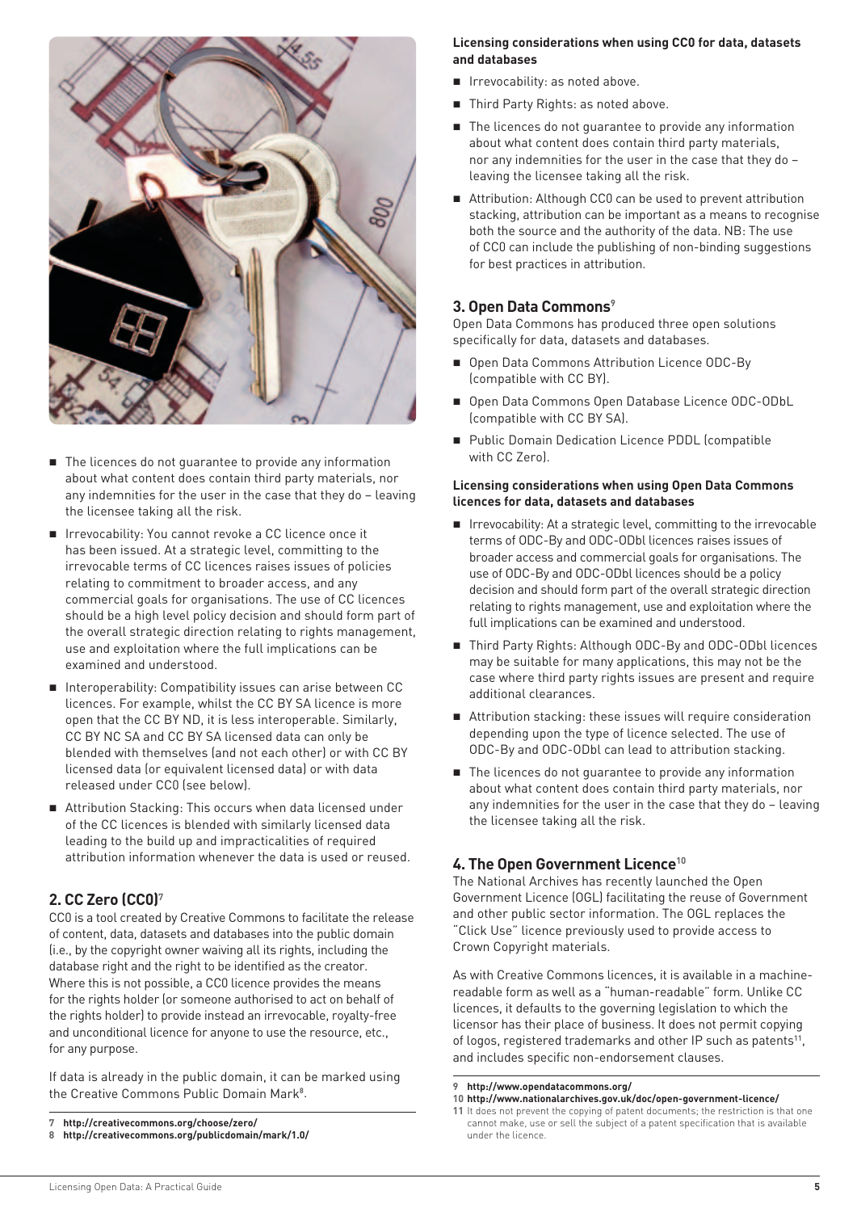- The licences do not guarantee to provide any information about what content does contain third party materials, nor any indemnities for the user in the case that they do – leaving the licensee taking all the risk.
- Irrevocability: You cannot revoke a CC licence once it has been issued. At a strategic level, committing to the irrevocable terms of CC licences raises issues of policies relating to commitment to broader access, and any commercial goals for organisations. The use of CC licences should be a high level policy decision and should form part of the overall strategic direction relating to rights management, use and exploitation where the full implications can be examined and understood.
- Interoperability: Compatibility issues can arise between CC licences. For example, whilst the CC BY SA licence is more open that the CC BY ND, it is less interoperable. Similarly, CC BY NC SA and CC BY SA licensed data can only be blended with themselves (and not each other) or with CC BY licensed data (or equivalent licensed data) or with data released under CC0 (see below).
- Attribution Stacking: This occurs when data licensed under of the CC licences is blended with similarly licensed data leading to the build up and impracticalities of required attribution information whenever the data is used or reused.

## 2. CC Zero (CC0)[7]

CC0 is a tool created by Creative Commons to facilitate the release of content, data, datasets and databases into the public domain (i.e., by the copyright owner waiving all its rights, including the database right and the right to be identified as the creator. Where this is not possible, a CC0 licence provides the means for the rights holder (or someone authorised to act on behalf of the rights holder) to provide instead an irrevocable, royalty-free and unconditional licence for anyone to use the resource, etc., for any purpose.

If data is already in the public domain, it can be marked using the Creative Commons Public Domain Mark[8].

**Licensing considerations when using CC0 for data, datasets and databases**

- Irrevocability: as noted above.
- Third Party Rights: as noted above.
- The licences do not guarantee to provide any information about what content does contain third party materials, nor any indemnities for the user in the case that they do – leaving the licensee taking all the risk.
- Attribution: Although CC0 can be used to prevent attribution stacking, attribution can be important as a means to recognise both the source and the authority of the data. NB: The use of CC0 can include the publishing of non-binding suggestions for best practices in attribution.

## 3. Open Data Commons[9]

Open Data Commons has produced three open solutions specifically for data, datasets and databases.

- Open Data Commons Attribution Licence ODC-By (compatible with CC BY).
- Open Data Commons Open Database Licence ODC-ODbL (compatible with CC BY SA).
- Public Domain Dedication Licence PDDL (compatible with CC Zero).

**Licensing considerations when using Open Data Commons licences for data, datasets and databases**

- Irrevocability: At a strategic level, committing to the irrevocable terms of ODC-By and ODC-ODbl licences raises issues of broader access and commercial goals for organisations. The use of ODC-By and ODC-ODbl licences should be a policy decision and should form part of the overall strategic direction relating to rights management, use and exploitation where the full implications can be examined and understood.
- Third Party Rights: Although ODC-By and ODC-ODbl licences may be suitable for many applications, this may not be the case where third party rights issues are present and require additional clearances.
- Attribution stacking: these issues will require consideration depending upon the type of licence selected. The use of ODC-By and ODC-ODbl can lead to attribution stacking.
- The licences do not guarantee to provide any information about what content does contain third party materials, nor any indemnities for the user in the case that they do – leaving the licensee taking all the risk.

## 4. The Open Government Licence[10]

The National Archives has recently launched the Open Government Licence (OGL) facilitating the reuse of Government and other public sector information. The OGL replaces the "Click Use" licence previously used to provide access to Crown Copyright materials.

As with Creative Commons licences, it is available in a machine-readable form as well as a "human-readable" form. Unlike CC licences, it defaults to the governing legislation to which the licensor has their place of business. It does not permit copying of logos, registered trademarks and other IP such as patents[11], and includes specific non-endorsement clauses.

---

7 http://creativecommons.org/choose/zero/
8 http://creativecommons.org/publicdomain/mark/1.0/
9 http://www.opendatacommons.org/
10 http://www.nationalarchives.gov.uk/doc/open-government-licence/
11 It does not prevent the copying of patent documents; the restriction is that one cannot make, use or sell the subject of a patent specification that is available under the licence.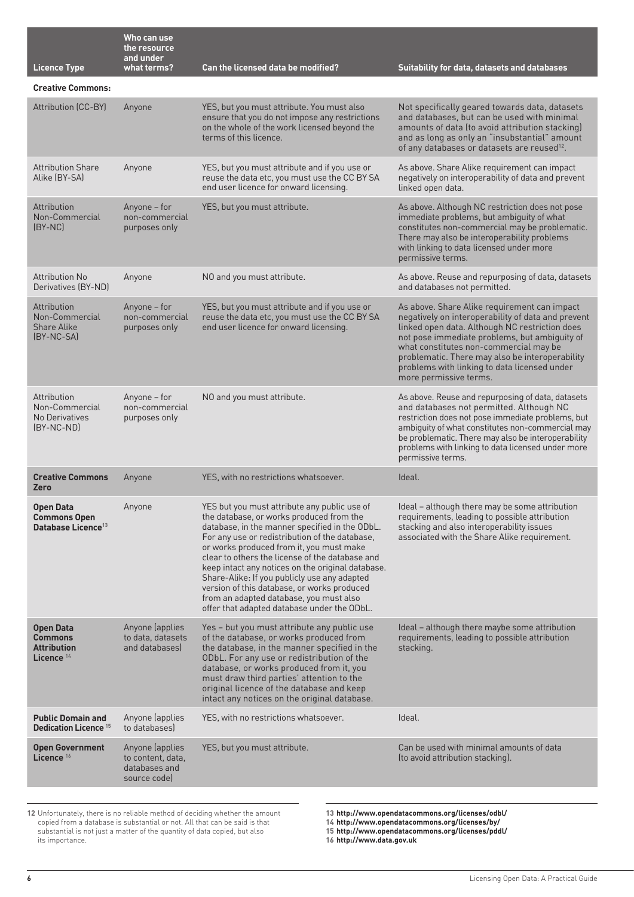| Licence Type | Who can use the resource and under what terms? | Can the licensed data be modified? | Suitability for data, datasets and databases |
|---|---|---|---|
| **Creative Commons:** | | | |
| Attribution (CC-BY) | Anyone | YES, but you must attribute. You must also ensure that you do not impose any restrictions on the whole of the work licensed beyond the terms of this licence. | Not specifically geared towards data, datasets and databases, but can be used with minimal amounts of data (to avoid attribution stacking) and as long as only an "insubstantial" amount of any databases or datasets are reused[12]. |
| Attribution Share Alike (BY-SA) | Anyone | YES, but you must attribute and if you use or reuse the data etc, you must use the CC BY SA end user licence for onward licensing. | As above. Share Alike requirement can impact negatively on interoperability of data and prevent linked open data. |
| Attribution Non-Commercial (BY-NC) | Anyone – for non-commercial purposes only | YES, but you must attribute. | As above. Although NC restriction does not pose immediate problems, but ambiguity of what constitutes non-commercial may be problematic. There may also be interoperability problems with linking to data licensed under more permissive terms. |
| Attribution No Derivatives (BY-ND) | Anyone | NO and you must attribute. | As above. Reuse and repurposing of data, datasets and databases not permitted. |
| Attribution Non-Commercial Share Alike (BY-NC-SA) | Anyone – for non-commercial purposes only | YES, but you must attribute and if you use or reuse the data etc, you must use the CC BY SA end user licence for onward licensing. | As above. Share Alike requirement can impact negatively on interoperability of data and prevent linked open data. Although NC restriction does not pose immediate problems, but ambiguity of what constitutes non-commercial may be problematic. There may also be interoperability problems with linking to data licensed under more permissive terms. |
| Attribution Non-Commercial No Derivatives (BY-NC-ND) | Anyone – for non-commercial purposes only | NO and you must attribute. | As above. Reuse and repurposing of data, datasets and databases not permitted. Although NC restriction does not pose immediate problems, but ambiguity of what constitutes non-commercial may be problematic. There may also be interoperability problems with linking to data licensed under more permissive terms. |
| **Creative Commons Zero** | Anyone | YES, with no restrictions whatsoever. | Ideal. |
| **Open Data Commons Open Database Licence**[13] | Anyone | YES but you must attribute any public use of the database, or works produced from the database, in the manner specified in the ODbL. For any use or redistribution of the database, or works produced from it, you must make clear to others the license of the database and keep intact any notices on the original database. Share-Alike: If you publicly use any adapted version of this database, or works produced from an adapted database, you must also offer that adapted database under the ODbL. | Ideal – although there may be some attribution requirements, leading to possible attribution stacking and also interoperability issues associated with the Share Alike requirement. |
| **Open Data Commons Attribution Licence**[14] | Anyone (applies to data, datasets and databases) | Yes – but you must attribute any public use of the database, or works produced from the database, in the manner specified in the ODbL. For any use or redistribution of the database, or works produced from it, you must draw third parties' attention to the original licence of the database and keep intact any notices on the original database. | Ideal – although there maybe some attribution requirements, leading to possible attribution stacking. |
| **Public Domain and Dedication Licence**[15] | Anyone (applies to databases) | YES, with no restrictions whatsoever. | Ideal. |
| **Open Government Licence**[16] | Anyone (applies to content, data, databases and source code) | YES, but you must attribute. | Can be used with minimal amounts of data (to avoid attribution stacking). |

12 Unfortunately, there is no reliable method of deciding whether the amount copied from a database is substantial or not. All that can be said is that substantial is not just a matter of the quantity of data copied, but also its importance.

13 **http://www.opendatacommons.org/licenses/odbl/**
14 **http://www.opendatacommons.org/licenses/by/**
15 **http://www.opendatacommons.org/licenses/pddl/**
16 **http://www.data.gov.uk**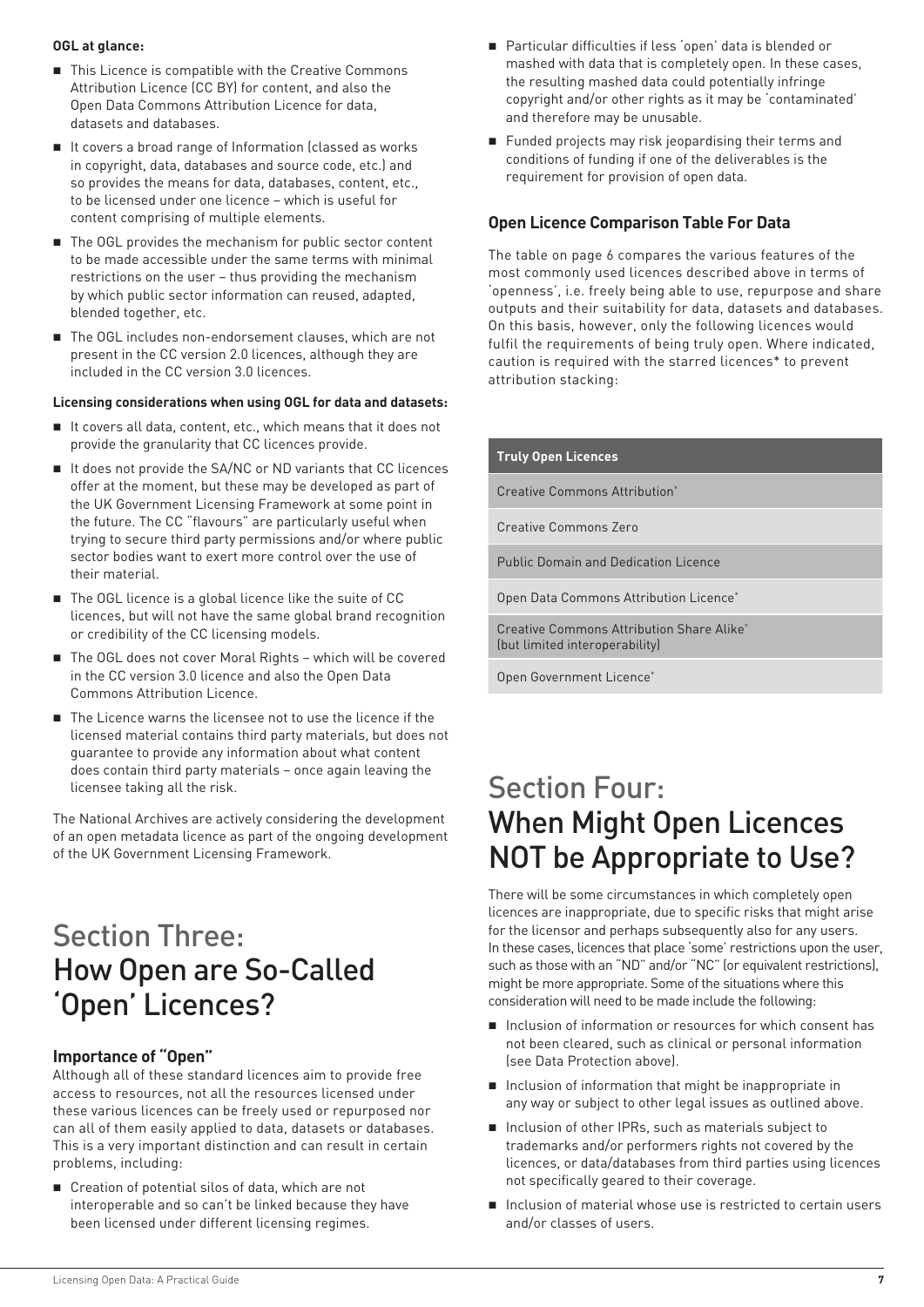**OGL at glance:**

- This Licence is compatible with the Creative Commons Attribution Licence (CC BY) for content, and also the Open Data Commons Attribution Licence for data, datasets and databases.
- It covers a broad range of Information (classed as works in copyright, data, databases and source code, etc.) and so provides the means for data, databases, content, etc., to be licensed under one licence – which is useful for content comprising of multiple elements.
- The OGL provides the mechanism for public sector content to be made accessible under the same terms with minimal restrictions on the user – thus providing the mechanism by which public sector information can reused, adapted, blended together, etc.
- The OGL includes non-endorsement clauses, which are not present in the CC version 2.0 licences, although they are included in the CC version 3.0 licences.

**Licensing considerations when using OGL for data and datasets:**

- It covers all data, content, etc., which means that it does not provide the granularity that CC licences provide.
- It does not provide the SA/NC or ND variants that CC licences offer at the moment, but these may be developed as part of the UK Government Licensing Framework at some point in the future. The CC "flavours" are particularly useful when trying to secure third party permissions and/or where public sector bodies want to exert more control over the use of their material.
- The OGL licence is a global licence like the suite of CC licences, but will not have the same global brand recognition or credibility of the CC licensing models.
- The OGL does not cover Moral Rights – which will be covered in the CC version 3.0 licence and also the Open Data Commons Attribution Licence.
- The Licence warns the licensee not to use the licence if the licensed material contains third party materials, but does not guarantee to provide any information about what content does contain third party materials – once again leaving the licensee taking all the risk.

The National Archives are actively considering the development of an open metadata licence as part of the ongoing development of the UK Government Licensing Framework.

# Section Three: How Open are So-Called 'Open' Licences?

## Importance of "Open"

Although all of these standard licences aim to provide free access to resources, not all the resources licensed under these various licences can be freely used or repurposed nor can all of them easily applied to data, datasets or databases. This is a very important distinction and can result in certain problems, including:

- Creation of potential silos of data, which are not interoperable and so can't be linked because they have been licensed under different licensing regimes.
- Particular difficulties if less 'open' data is blended or mashed with data that is completely open. In these cases, the resulting mashed data could potentially infringe copyright and/or other rights as it may be 'contaminated' and therefore may be unusable.
- Funded projects may risk jeopardising their terms and conditions of funding if one of the deliverables is the requirement for provision of open data.

## Open Licence Comparison Table For Data

The table on page 6 compares the various features of the most commonly used licences described above in terms of 'openness', i.e. freely being able to use, repurpose and share outputs and their suitability for data, datasets and databases. On this basis, however, only the following licences would fulfil the requirements of being truly open. Where indicated, caution is required with the starred licences* to prevent attribution stacking:

| Truly Open Licences |
| --- |
| Creative Commons Attribution* |
| Creative Commons Zero |
| Public Domain and Dedication Licence |
| Open Data Commons Attribution Licence* |
| Creative Commons Attribution Share Alike* (but limited interoperability) |
| Open Government Licence* |

# Section Four: When Might Open Licences NOT be Appropriate to Use?

There will be some circumstances in which completely open licences are inappropriate, due to specific risks that might arise for the licensor and perhaps subsequently also for any users. In these cases, licences that place 'some' restrictions upon the user, such as those with an "ND" and/or "NC" (or equivalent restrictions), might be more appropriate. Some of the situations where this consideration will need to be made include the following:

- Inclusion of information or resources for which consent has not been cleared, such as clinical or personal information (see Data Protection above).
- Inclusion of information that might be inappropriate in any way or subject to other legal issues as outlined above.
- Inclusion of other IPRs, such as materials subject to trademarks and/or performers rights not covered by the licences, or data/databases from third parties using licences not specifically geared to their coverage.
- Inclusion of material whose use is restricted to certain users and/or classes of users.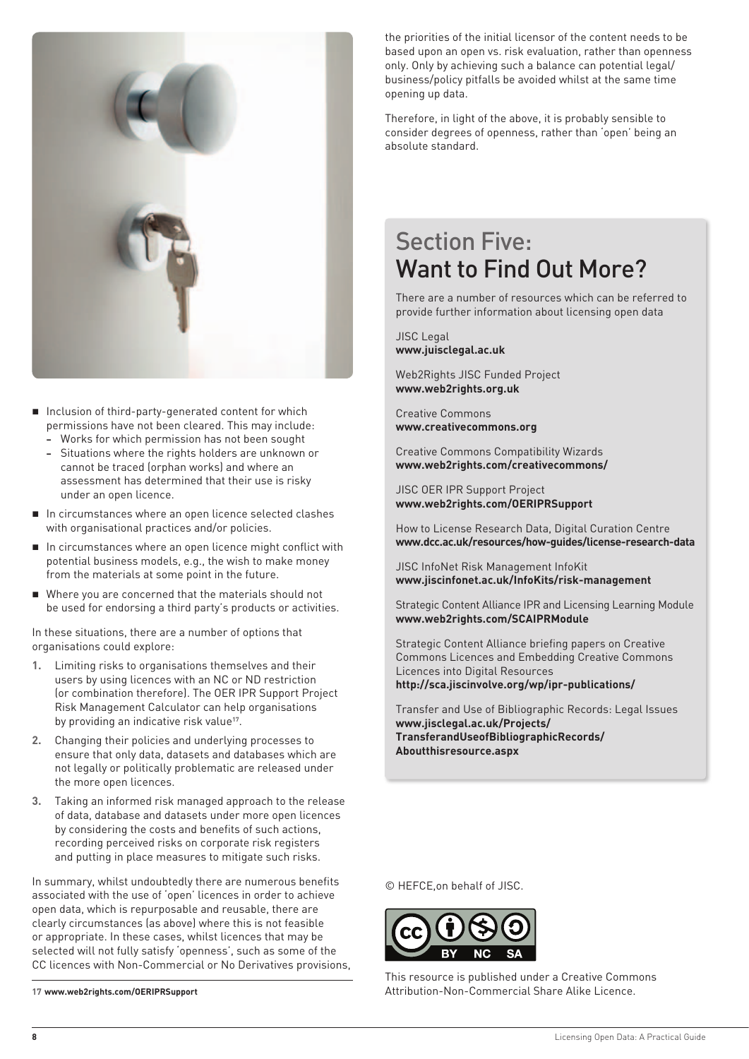- Inclusion of third-party-generated content for which permissions have not been cleared. This may include:
  - Works for which permission has not been sought
  - Situations where the rights holders are unknown or cannot be traced (orphan works) and where an assessment has determined that their use is risky under an open licence.
- In circumstances where an open licence selected clashes with organisational practices and/or policies.
- In circumstances where an open licence might conflict with potential business models, e.g., the wish to make money from the materials at some point in the future.
- Where you are concerned that the materials should not be used for endorsing a third party's products or activities.

In these situations, there are a number of options that organisations could explore:

1. Limiting risks to organisations themselves and their users by using licences with an NC or ND restriction (or combination therefore). The OER IPR Support Project Risk Management Calculator can help organisations by providing an indicative risk value[17].
2. Changing their policies and underlying processes to ensure that only data, datasets and databases which are not legally or politically problematic are released under the more open licences.
3. Taking an informed risk managed approach to the release of data, database and datasets under more open licences by considering the costs and benefits of such actions, recording perceived risks on corporate risk registers and putting in place measures to mitigate such risks.

In summary, whilst undoubtedly there are numerous benefits associated with the use of 'open' licences in order to achieve open data, which is repurposable and reusable, there are clearly circumstances (as above) where this is not feasible or appropriate. In these cases, whilst licences that may be selected will not fully satisfy 'openness', such as some of the CC licences with Non-Commercial or No Derivatives provisions, the priorities of the initial licensor of the content needs to be based upon an open vs. risk evaluation, rather than openness only. Only by achieving such a balance can potential legal/ business/policy pitfalls be avoided whilst at the same time opening up data.

Therefore, in light of the above, it is probably sensible to consider degrees of openness, rather than 'open' being an absolute standard.

17 **www.web2rights.com/OERIPRSupport**

## Section Five: Want to Find Out More?

There are a number of resources which can be referred to provide further information about licensing open data

JISC Legal
**www.juisclegal.ac.uk**

Web2Rights JISC Funded Project
**www.web2rights.org.uk**

Creative Commons
**www.creativecommons.org**

Creative Commons Compatibility Wizards
**www.web2rights.com/creativecommons/**

JISC OER IPR Support Project
**www.web2rights.com/OERIPRSupport**

How to License Research Data, Digital Curation Centre
**www.dcc.ac.uk/resources/how-guides/license-research-data**

JISC InfoNet Risk Management InfoKit
**www.jiscinfonet.ac.uk/InfoKits/risk-management**

Strategic Content Alliance IPR and Licensing Learning Module
**www.web2rights.com/SCAIPRModule**

Strategic Content Alliance briefing papers on Creative Commons Licences and Embedding Creative Commons Licences into Digital Resources
**http://sca.jiscinvolve.org/wp/ipr-publications/**

Transfer and Use of Bibliographic Records: Legal Issues
**www.jisclegal.ac.uk/Projects/TransferandUseofBibliographicRecords/Aboutthisresource.aspx**

© HEFCE,on behalf of JISC.

This resource is published under a Creative Commons Attribution-Non-Commercial Share Alike Licence.